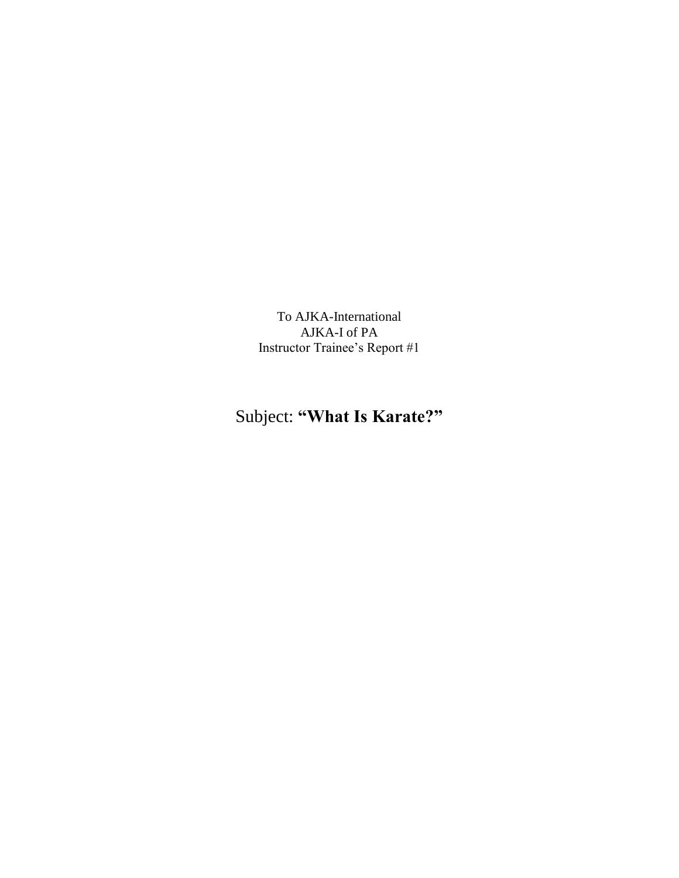To AJKA-International
AJKA-I of PA
Instructor Trainee's Report #1

# Subject: **"What Is Karate?"**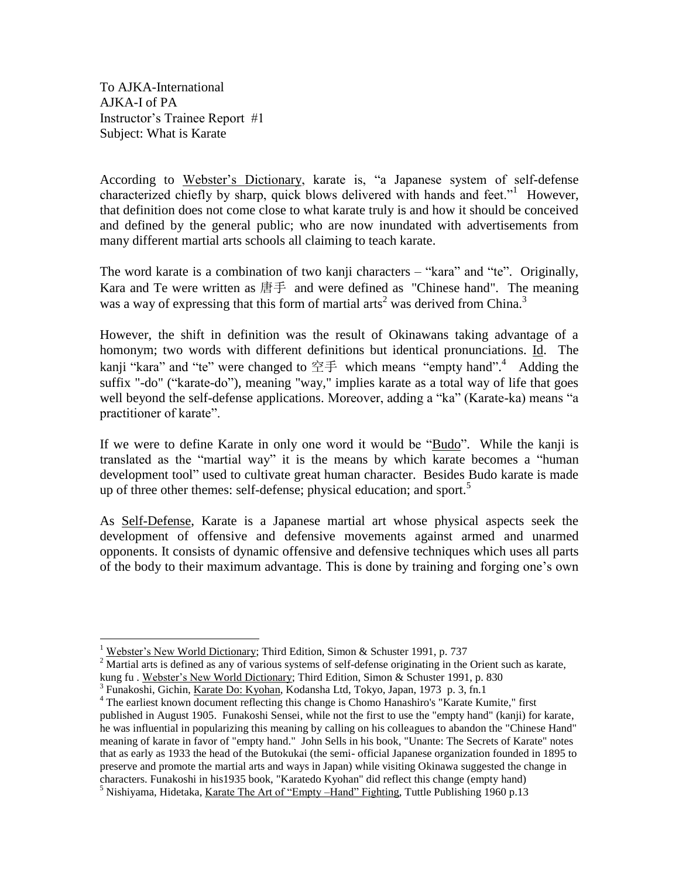To AJKA-International
AJKA-I of PA
Instructor's Trainee Report #1
Subject: What is Karate

According to Webster's Dictionary, karate is, "a Japanese system of self-defense characterized chiefly by sharp, quick blows delivered with hands and feet."[1] However, that definition does not come close to what karate truly is and how it should be conceived and defined by the general public; who are now inundated with advertisements from many different martial arts schools all claiming to teach karate.

The word karate is a combination of two kanji characters – "kara" and "te". Originally, Kara and Te were written as 唐手 and were defined as "Chinese hand". The meaning was a way of expressing that this form of martial arts[2] was derived from China.[3]

However, the shift in definition was the result of Okinawans taking advantage of a homonym; two words with different definitions but identical pronunciations. Id. The kanji "kara" and "te" were changed to 空手 which means "empty hand".[4] Adding the suffix "-do" ("karate-do"), meaning "way," implies karate as a total way of life that goes well beyond the self-defense applications. Moreover, adding a "ka" (Karate-ka) means "a practitioner of karate".

If we were to define Karate in only one word it would be "Budo". While the kanji is translated as the "martial way" it is the means by which karate becomes a "human development tool" used to cultivate great human character. Besides Budo karate is made up of three other themes: self-defense; physical education; and sport.[5]

As Self-Defense, Karate is a Japanese martial art whose physical aspects seek the development of offensive and defensive movements against armed and unarmed opponents. It consists of dynamic offensive and defensive techniques which uses all parts of the body to their maximum advantage. This is done by training and forging one's own

---

[1] Webster's New World Dictionary; Third Edition, Simon & Schuster 1991, p. 737

[2] Martial arts is defined as any of various systems of self-defense originating in the Orient such as karate, kung fu . Webster's New World Dictionary; Third Edition, Simon & Schuster 1991, p. 830

[3] Funakoshi, Gichin, Karate Do: Kyohan, Kodansha Ltd, Tokyo, Japan, 1973 p. 3, fn.1

[4] The earliest known document reflecting this change is Chomo Hanashiro's "Karate Kumite," first published in August 1905. Funakoshi Sensei, while not the first to use the "empty hand" (kanji) for karate, he was influential in popularizing this meaning by calling on his colleagues to abandon the "Chinese Hand" meaning of karate in favor of "empty hand." John Sells in his book, "Unante: The Secrets of Karate" notes that as early as 1933 the head of the Butokukai (the semi- official Japanese organization founded in 1895 to preserve and promote the martial arts and ways in Japan) while visiting Okinawa suggested the change in characters. Funakoshi in his1935 book, "Karatedo Kyohan" did reflect this change (empty hand)

[5] Nishiyama, Hidetaka, Karate The Art of "Empty –Hand" Fighting, Tuttle Publishing 1960 p.13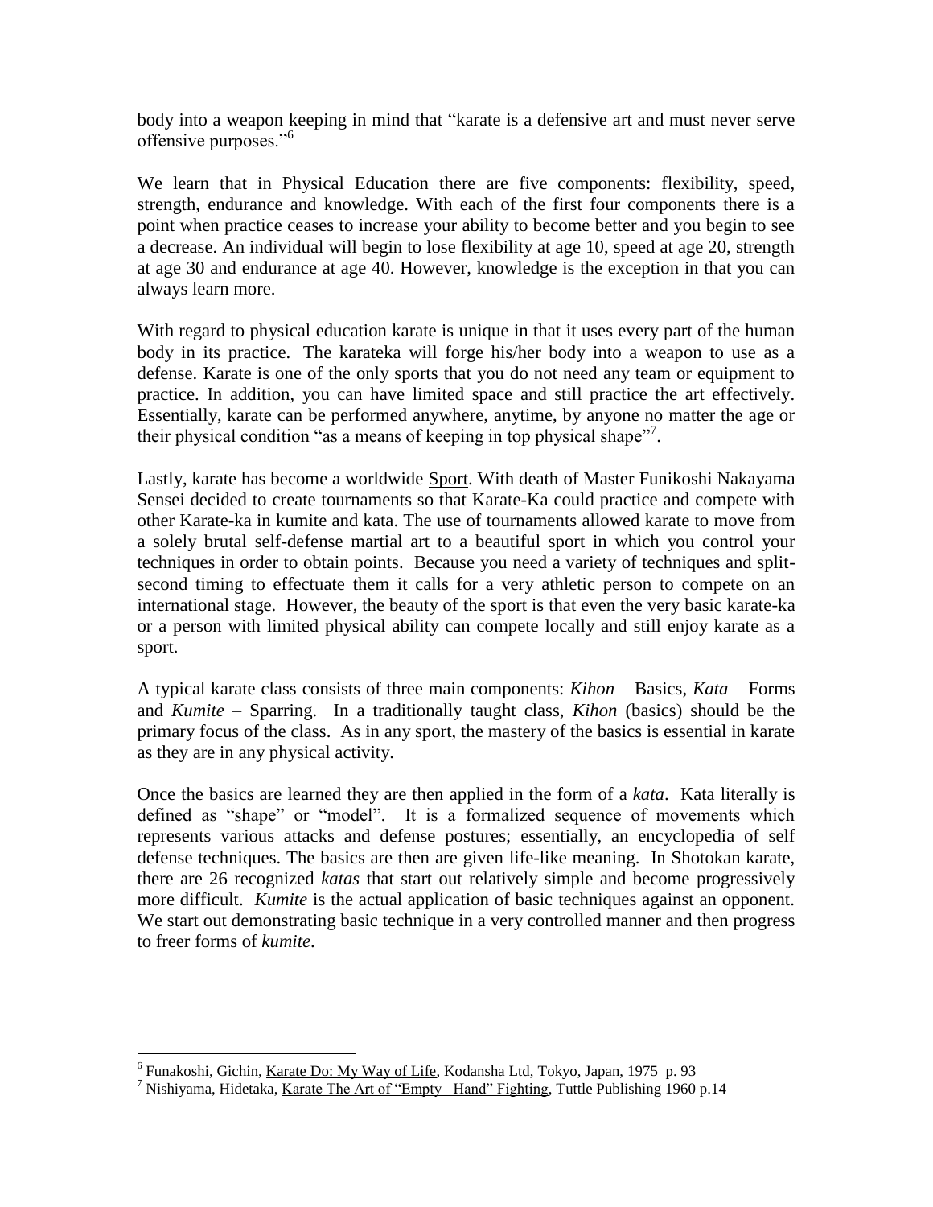body into a weapon keeping in mind that "karate is a defensive art and must never serve offensive purposes."[6]

We learn that in <u>Physical Education</u> there are five components: flexibility, speed, strength, endurance and knowledge. With each of the first four components there is a point when practice ceases to increase your ability to become better and you begin to see a decrease. An individual will begin to lose flexibility at age 10, speed at age 20, strength at age 30 and endurance at age 40. However, knowledge is the exception in that you can always learn more.

With regard to physical education karate is unique in that it uses every part of the human body in its practice. The karateka will forge his/her body into a weapon to use as a defense. Karate is one of the only sports that you do not need any team or equipment to practice. In addition, you can have limited space and still practice the art effectively. Essentially, karate can be performed anywhere, anytime, by anyone no matter the age or their physical condition "as a means of keeping in top physical shape"[7].

Lastly, karate has become a worldwide <u>Sport</u>. With death of Master Funikoshi Nakayama Sensei decided to create tournaments so that Karate-Ka could practice and compete with other Karate-ka in kumite and kata. The use of tournaments allowed karate to move from a solely brutal self-defense martial art to a beautiful sport in which you control your techniques in order to obtain points. Because you need a variety of techniques and split-second timing to effectuate them it calls for a very athletic person to compete on an international stage. However, the beauty of the sport is that even the very basic karate-ka or a person with limited physical ability can compete locally and still enjoy karate as a sport.

A typical karate class consists of three main components: *Kihon* – Basics, *Kata* – Forms and *Kumite* – Sparring. In a traditionally taught class, *Kihon* (basics) should be the primary focus of the class. As in any sport, the mastery of the basics is essential in karate as they are in any physical activity.

Once the basics are learned they are then applied in the form of a *kata*. Kata literally is defined as "shape" or "model". It is a formalized sequence of movements which represents various attacks and defense postures; essentially, an encyclopedia of self defense techniques. The basics are then are given life-like meaning. In Shotokan karate, there are 26 recognized *katas* that start out relatively simple and become progressively more difficult. *Kumite* is the actual application of basic techniques against an opponent. We start out demonstrating basic technique in a very controlled manner and then progress to freer forms of *kumite*.

---

[6] Funakoshi, Gichin, <u>Karate Do: My Way of Life</u>, Kodansha Ltd, Tokyo, Japan, 1975 p. 93

[7] Nishiyama, Hidetaka, <u>Karate The Art of "Empty –Hand" Fighting</u>, Tuttle Publishing 1960 p.14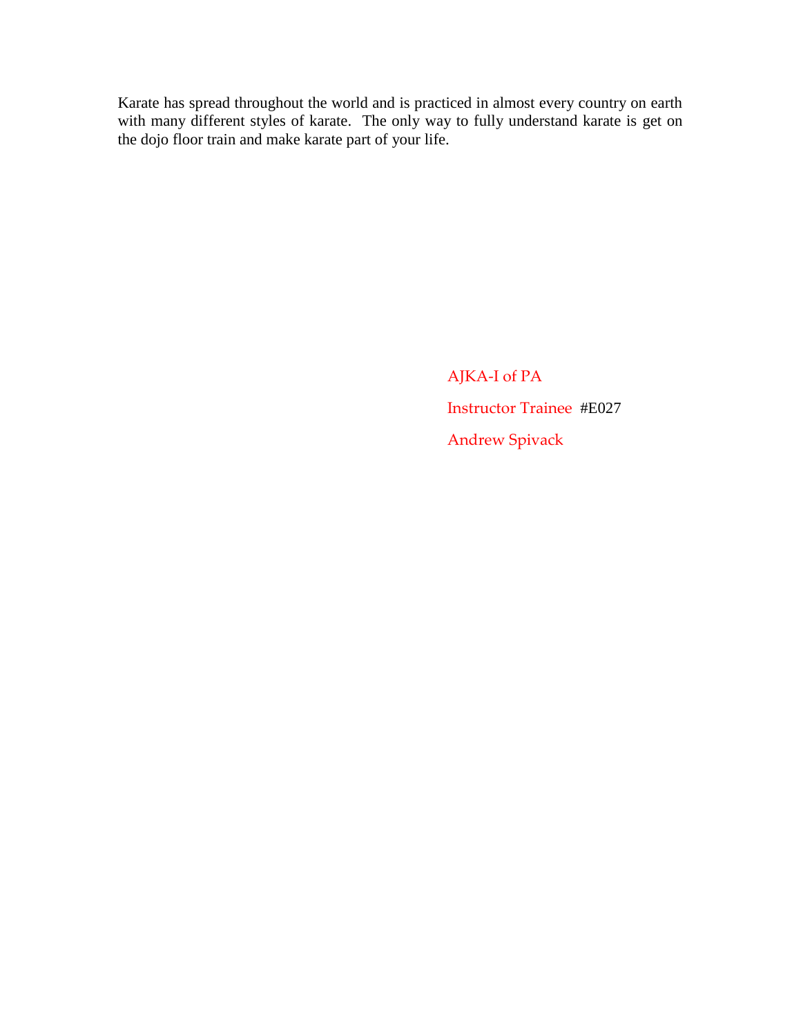Karate has spread throughout the world and is practiced in almost every country on earth with many different styles of karate. The only way to fully understand karate is get on the dojo floor train and make karate part of your life.

AJKA-I of PA

Instructor Trainee #E027

Andrew Spivack